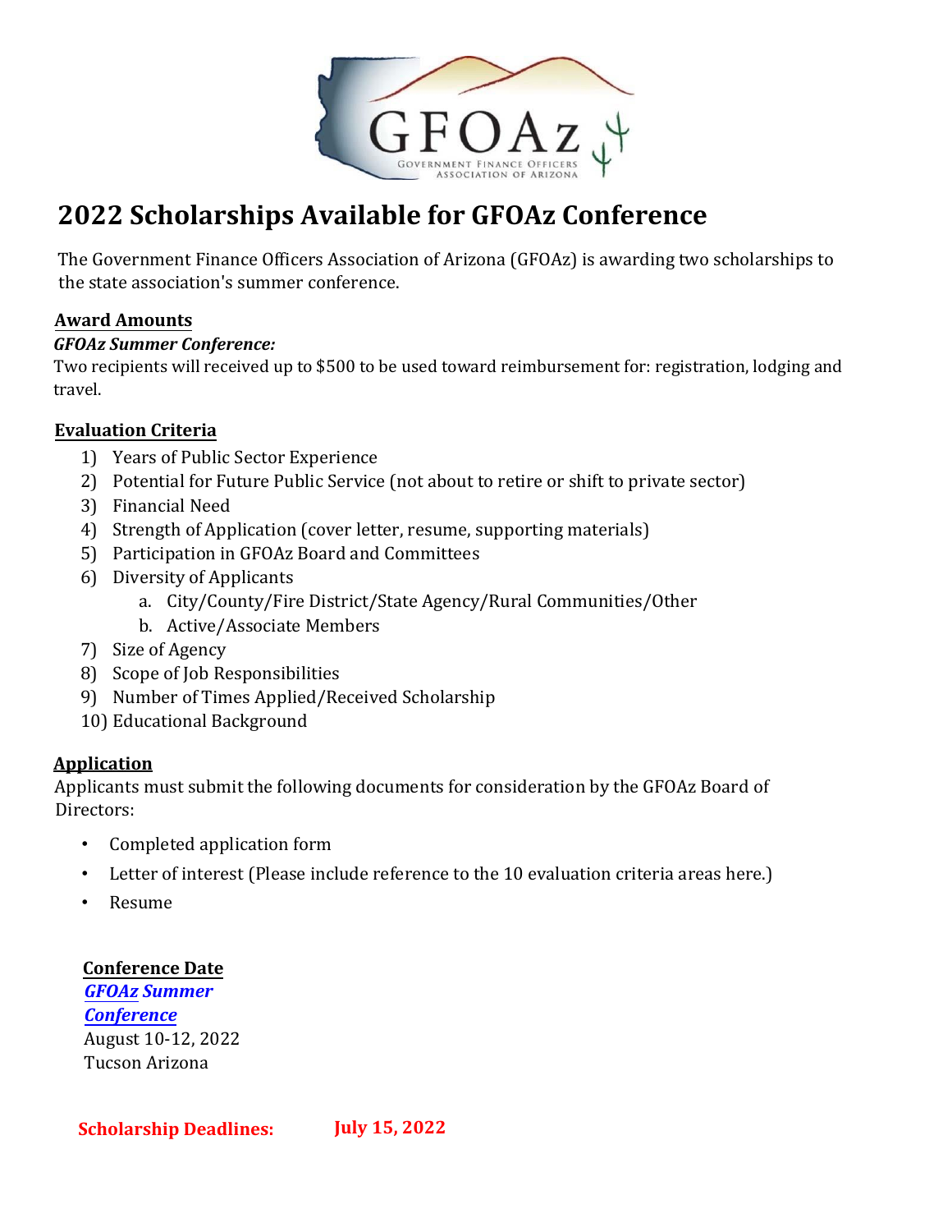GFOAz

GOVERNMENT FINANCE OFFICERS ASSOCIATION OF ARIZONA

# 2022 Scholarships Available for GFOAz Conference

The Government Finance Officers Association of Arizona (GFOAz) is awarding two scholarships to the state association's summer conference.

## Award Amounts

***GFOAz Summer Conference:***

Two recipients will received up to $500 to be used toward reimbursement for: registration, lodging and travel.

## Evaluation Criteria

1) Years of Public Sector Experience
2) Potential for Future Public Service (not about to retire or shift to private sector)
3) Financial Need
4) Strength of Application (cover letter, resume, supporting materials)
5) Participation in GFOAz Board and Committees
6) Diversity of Applicants
   a. City/County/Fire District/State Agency/Rural Communities/Other
   b. Active/Associate Members
7) Size of Agency
8) Scope of Job Responsibilities
9) Number of Times Applied/Received Scholarship
10) Educational Background

## Application

Applicants must submit the following documents for consideration by the GFOAz Board of Directors:

- Completed application form
- Letter of interest (Please include reference to the 10 evaluation criteria areas here.)
- Resume

## Conference Date

***GFOAz Summer Conference***

August 10-12, 2022

Tucson Arizona

**Scholarship Deadlines:** **July 15, 2022**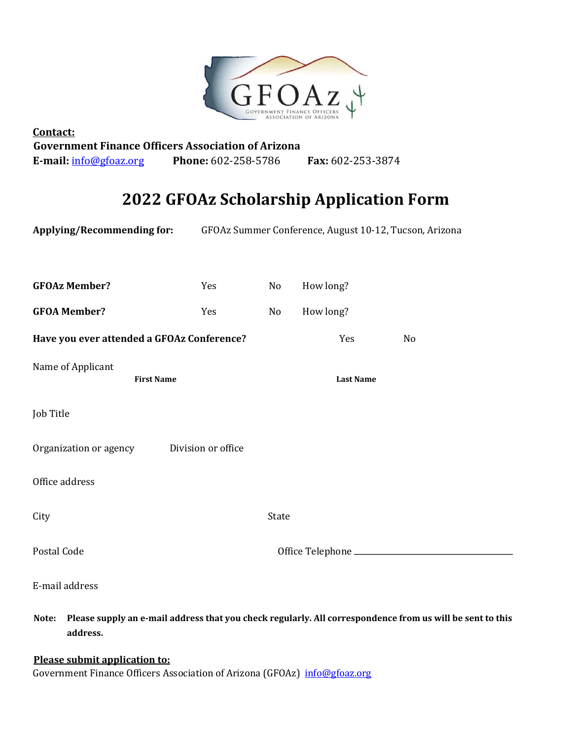**Contact:**

**Government Finance Officers Association of Arizona**

**E-mail:** info@gfoaz.org **Phone:** 602-258-5786 **Fax:** 602-253-3874

# 2022 GFOAz Scholarship Application Form

**Applying/Recommending for:** GFOAz Summer Conference, August 10-12, Tucson, Arizona

**GFOAz Member?** Yes No How long?

**GFOA Member?** Yes No How long?

**Have you ever attended a GFOAz Conference?** Yes No

Name of Applicant

**First Name** **Last Name**

Job Title

Organization or agency Division or office

Office address

City State

Postal Code Office Telephone ________________________________

E-mail address

**Note: Please supply an e-mail address that you check regularly. All correspondence from us will be sent to this address.**

**Please submit application to:**

Government Finance Officers Association of Arizona (GFOAz) info@gfoaz.org